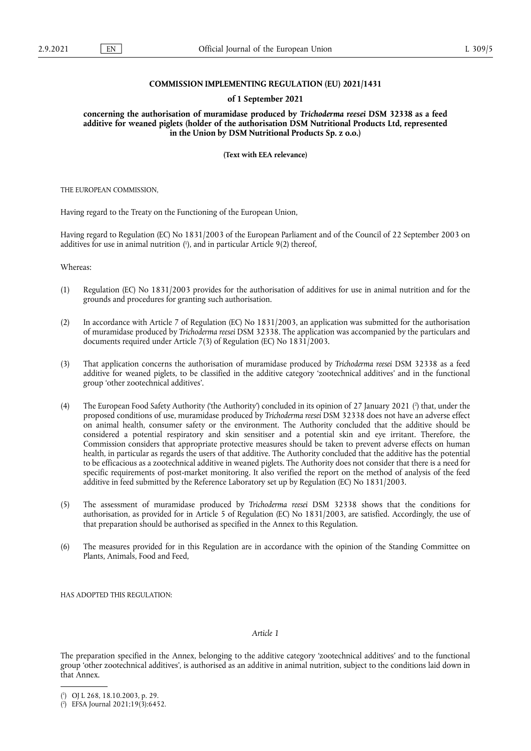# COMMISSION IMPLEMENTING REGULATION (EU) 2021/1431

## of 1 September 2021

## concerning the authorisation of muramidase produced by *Trichoderma reesei* DSM 32338 as a feed additive for weaned piglets (holder of the authorisation DSM Nutritional Products Ltd, represented in the Union by DSM Nutritional Products Sp. z o.o.)

**(Text with EEA relevance)**

THE EUROPEAN COMMISSION,

Having regard to the Treaty on the Functioning of the European Union,

Having regard to Regulation (EC) No 1831/2003 of the European Parliament and of the Council of 22 September 2003 on additives for use in animal nutrition [1], and in particular Article 9(2) thereof,

Whereas:

(1) Regulation (EC) No 1831/2003 provides for the authorisation of additives for use in animal nutrition and for the grounds and procedures for granting such authorisation.

(2) In accordance with Article 7 of Regulation (EC) No 1831/2003, an application was submitted for the authorisation of muramidase produced by *Trichoderma reesei* DSM 32338. The application was accompanied by the particulars and documents required under Article 7(3) of Regulation (EC) No 1831/2003.

(3) That application concerns the authorisation of muramidase produced by *Trichoderma reesei* DSM 32338 as a feed additive for weaned piglets, to be classified in the additive category 'zootechnical additives' and in the functional group 'other zootechnical additives'.

(4) The European Food Safety Authority ('the Authority') concluded in its opinion of 27 January 2021 [2] that, under the proposed conditions of use, muramidase produced by *Trichoderma reesei* DSM 32338 does not have an adverse effect on animal health, consumer safety or the environment. The Authority concluded that the additive should be considered a potential respiratory and skin sensitiser and a potential skin and eye irritant. Therefore, the Commission considers that appropriate protective measures should be taken to prevent adverse effects on human health, in particular as regards the users of that additive. The Authority concluded that the additive has the potential to be efficacious as a zootechnical additive in weaned piglets. The Authority does not consider that there is a need for specific requirements of post-market monitoring. It also verified the report on the method of analysis of the feed additive in feed submitted by the Reference Laboratory set up by Regulation (EC) No 1831/2003.

(5) The assessment of muramidase produced by *Trichoderma reesei* DSM 32338 shows that the conditions for authorisation, as provided for in Article 5 of Regulation (EC) No 1831/2003, are satisfied. Accordingly, the use of that preparation should be authorised as specified in the Annex to this Regulation.

(6) The measures provided for in this Regulation are in accordance with the opinion of the Standing Committee on Plants, Animals, Food and Feed,

HAS ADOPTED THIS REGULATION:

*Article 1*

The preparation specified in the Annex, belonging to the additive category 'zootechnical additives' and to the functional group 'other zootechnical additives', is authorised as an additive in animal nutrition, subject to the conditions laid down in that Annex.

---

[1] OJ L 268, 18.10.2003, p. 29.

[2] EFSA Journal 2021;19(3):6452.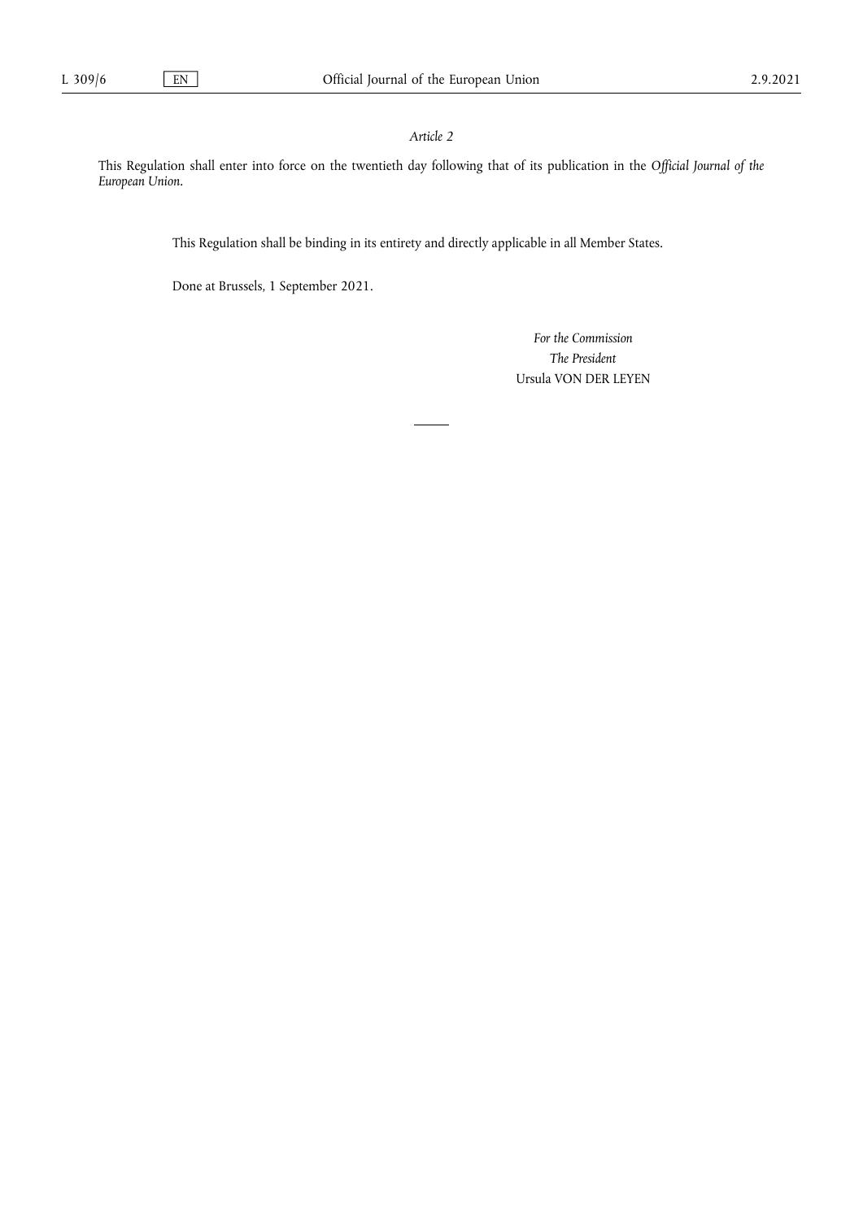*Article 2*

This Regulation shall enter into force on the twentieth day following that of its publication in the *Official Journal of the European Union*.

This Regulation shall be binding in its entirety and directly applicable in all Member States.

Done at Brussels, 1 September 2021.

*For the Commission*

*The President*

Ursula VON DER LEYEN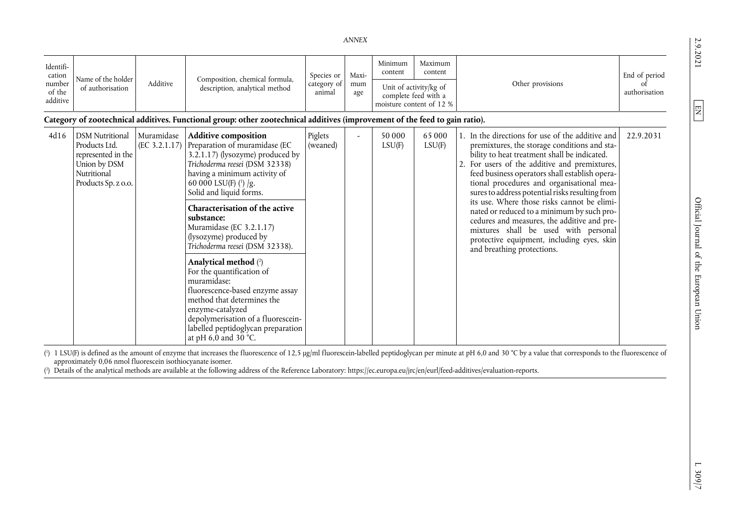*ANNEX*

| Identification number of the additive | Name of the holder of authorisation | Additive | Composition, chemical formula, description, analytical method | Species or category of animal | Maximum age | Minimum content | Maximum content | Other provisions | End of period of authorisation |
|---|---|---|---|---|---|---|---|---|---|
| | | | | | | Unit of activity/kg of complete feed with a moisture content of 12 % | | | |
| **Category of zootechnical additives. Functional group: other zootechnical additives (improvement of the feed to gain ratio).** | | | | | | | | | |
| 4d16 | DSM Nutritional Products Ltd. represented in the Union by DSM Nutritional Products Sp. z o.o. | Muramidase (EC 3.2.1.17) | **Additive composition** Preparation of muramidase (EC 3.2.1.17) (lysozyme) produced by *Trichoderma reesei* (DSM 32338) having a minimum activity of 60 000 LSU(F) [1] /g. Solid and liquid forms.<br>**Characterisation of the active substance:** Muramidase (EC 3.2.1.17) (lysozyme) produced by *Trichoderma reesei* (DSM 32338).<br>**Analytical method** [2] For the quantification of muramidase: fluorescence-based enzyme assay method that determines the enzyme-catalyzed depolymerisation of a fluorescein-labelled peptidoglycan preparation at pH 6,0 and 30 °C. | Piglets (weaned) | - | 50 000 LSU(F) | 65 000 LSU(F) | 1. In the directions for use of the additive and premixtures, the storage conditions and stability to heat treatment shall be indicated.<br>2. For users of the additive and premixtures, feed business operators shall establish operational procedures and organisational measures to address potential risks resulting from its use. Where those risks cannot be eliminated or reduced to a minimum by such procedures and measures, the additive and premixtures shall be used with personal protective equipment, including eyes, skin and breathing protections. | 22.9.2031 |

[1] 1 LSU(F) is defined as the amount of enzyme that increases the fluorescence of 12,5 μg/ml fluorescein-labelled peptidoglycan per minute at pH 6,0 and 30 °C by a value that corresponds to the fluorescence of approximately 0,06 nmol fluorescein isothiocyanate isomer.

[2] Details of the analytical methods are available at the following address of the Reference Laboratory: https://ec.europa.eu/jrc/en/eurl/feed-additives/evaluation-reports.